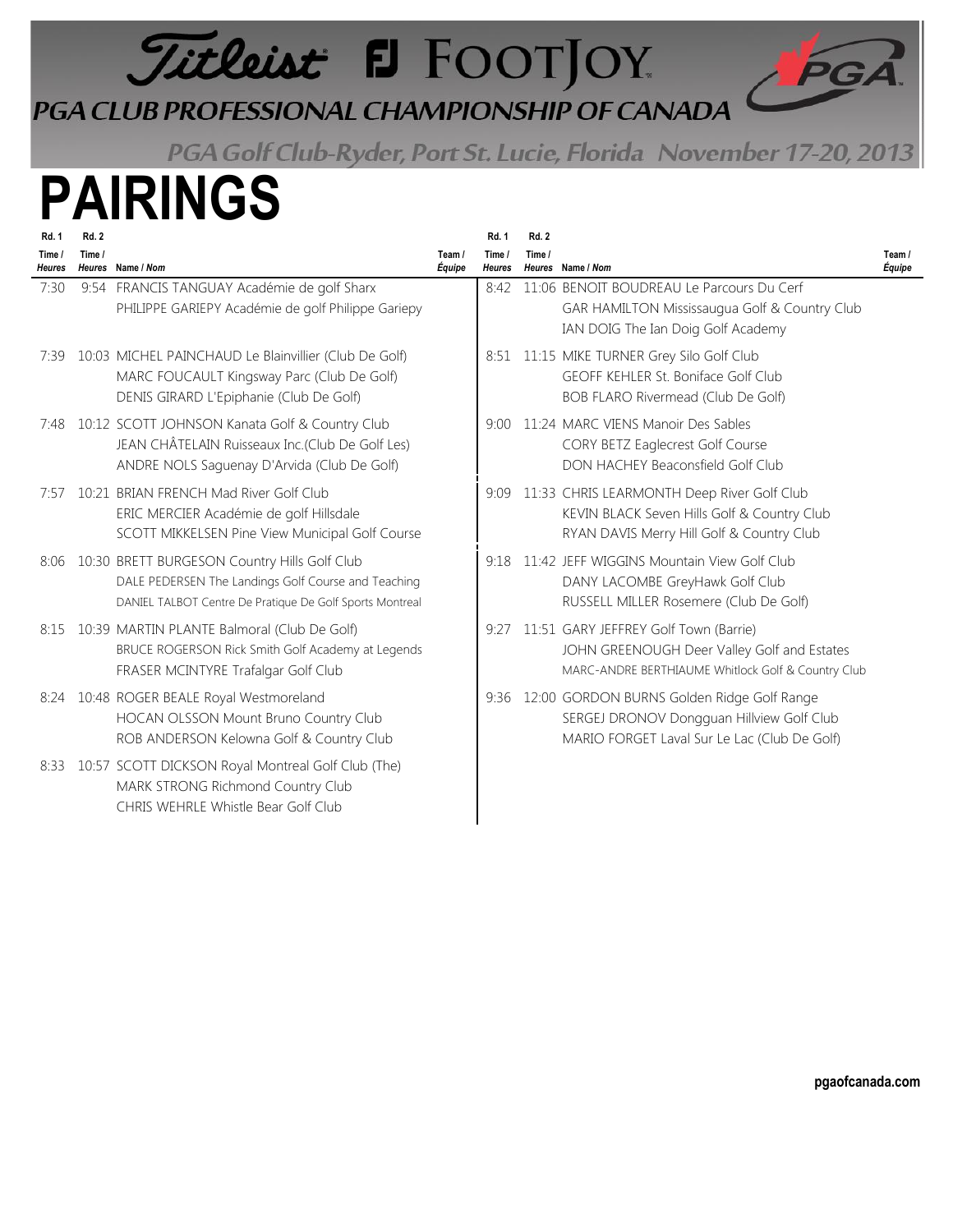Titleist FootJoy

## PGA CLUB PROFESSIONAL CHAMPIONSHIP OF CANADA

PGA Golf Club-Ryder, Port St. Lucie, Florida November 17-20, 2013

# PAIRINGS

| Rd. 1 Time / Heures | Rd. 2 Time / Heures | Name / Nom | Team / Équipe |
|---|---|---|---|
| 7:30 | 9:54 | FRANCIS TANGUAY Académie de golf Sharx<br>PHILIPPE GARIEPY Académie de golf Philippe Gariepy | |
| 7:39 | 10:03 | MICHEL PAINCHAUD Le Blainvillier (Club De Golf)<br>MARC FOUCAULT Kingsway Parc (Club De Golf)<br>DENIS GIRARD L'Epiphanie (Club De Golf) | |
| 7:48 | 10:12 | SCOTT JOHNSON Kanata Golf & Country Club<br>JEAN CHÂTELAIN Ruisseaux Inc.(Club De Golf Les)<br>ANDRE NOLS Saguenay D'Arvida (Club De Golf) | |
| 7:57 | 10:21 | BRIAN FRENCH Mad River Golf Club<br>ERIC MERCIER Académie de golf Hillsdale<br>SCOTT MIKKELSEN Pine View Municipal Golf Course | |
| 8:06 | 10:30 | BRETT BURGESON Country Hills Golf Club<br>DALE PEDERSEN The Landings Golf Course and Teaching<br>DANIEL TALBOT Centre De Pratique De Golf Sports Montreal | |
| 8:15 | 10:39 | MARTIN PLANTE Balmoral (Club De Golf)<br>BRUCE ROGERSON Rick Smith Golf Academy at Legends<br>FRASER MCINTYRE Trafalgar Golf Club | |
| 8:24 | 10:48 | ROGER BEALE Royal Westmoreland<br>HOCAN OLSSON Mount Bruno Country Club<br>ROB ANDERSON Kelowna Golf & Country Club | |
| 8:33 | 10:57 | SCOTT DICKSON Royal Montreal Golf Club (The)<br>MARK STRONG Richmond Country Club<br>CHRIS WEHRLE Whistle Bear Golf Club | |
| 8:42 | 11:06 | BENOIT BOUDREAU Le Parcours Du Cerf<br>GAR HAMILTON Mississaugua Golf & Country Club<br>IAN DOIG The Ian Doig Golf Academy | |
| 8:51 | 11:15 | MIKE TURNER Grey Silo Golf Club<br>GEOFF KEHLER St. Boniface Golf Club<br>BOB FLARO Rivermead (Club De Golf) | |
| 9:00 | 11:24 | MARC VIENS Manoir Des Sables<br>CORY BETZ Eaglecrest Golf Course<br>DON HACHEY Beaconsfield Golf Club | |
| 9:09 | 11:33 | CHRIS LEARMONTH Deep River Golf Club<br>KEVIN BLACK Seven Hills Golf & Country Club<br>RYAN DAVIS Merry Hill Golf & Country Club | |
| 9:18 | 11:42 | JEFF WIGGINS Mountain View Golf Club<br>DANY LACOMBE GreyHawk Golf Club<br>RUSSELL MILLER Rosemere (Club De Golf) | |
| 9:27 | 11:51 | GARY JEFFREY Golf Town (Barrie)<br>JOHN GREENOUGH Deer Valley Golf and Estates<br>MARC-ANDRE BERTHIAUME Whitlock Golf & Country Club | |
| 9:36 | 12:00 | GORDON BURNS Golden Ridge Golf Range<br>SERGEJ DRONOV Dongguan Hillview Golf Club<br>MARIO FORGET Laval Sur Le Lac (Club De Golf) | |

pgaofcanada.com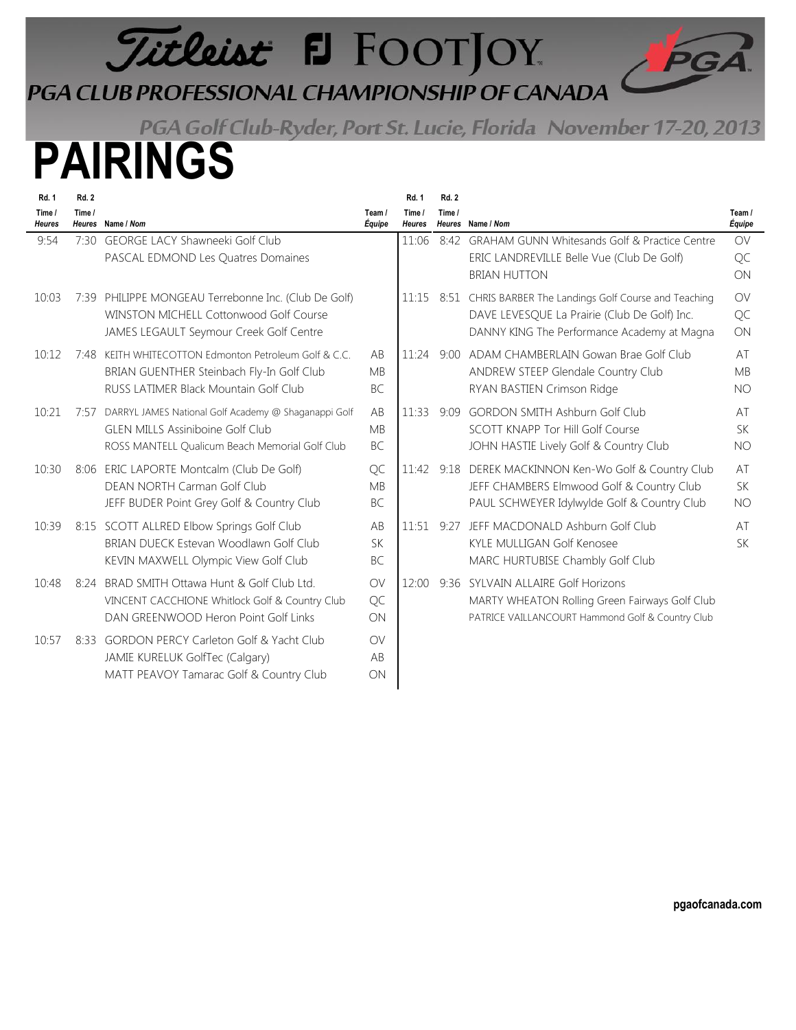# Titleist FJ FootJoy

## PGA CLUB PROFESSIONAL CHAMPIONSHIP OF CANADA

### PGA Golf Club-Ryder, Port St. Lucie, Florida November 17-20, 2013

# PAIRINGS

| Rd. 1 Time / *Heures* | Rd. 2 Time / *Heures* | Name / *Nom* | Team / *Équipe* |
|---|---|---|---|
| 9:54 | 7:30 | GEORGE LACY Shawneeki Golf Club | |
| | | PASCAL EDMOND Les Quatres Domaines | |
| 10:03 | 7:39 | PHILIPPE MONGEAU Terrebonne Inc. (Club De Golf) | |
| | | WINSTON MICHELL Cottonwood Golf Course | |
| | | JAMES LEGAULT Seymour Creek Golf Centre | |
| 10:12 | 7:48 | KEITH WHITECOTTON Edmonton Petroleum Golf & C.C. | AB |
| | | BRIAN GUENTHER Steinbach Fly-In Golf Club | MB |
| | | RUSS LATIMER Black Mountain Golf Club | BC |
| 10:21 | 7:57 | DARRYL JAMES National Golf Academy @ Shaganappi Golf | AB |
| | | GLEN MILLS Assiniboine Golf Club | MB |
| | | ROSS MANTELL Qualicum Beach Memorial Golf Club | BC |
| 10:30 | 8:06 | ERIC LAPORTE Montcalm (Club De Golf) | QC |
| | | DEAN NORTH Carman Golf Club | MB |
| | | JEFF BUDER Point Grey Golf & Country Club | BC |
| 10:39 | 8:15 | SCOTT ALLRED Elbow Springs Golf Club | AB |
| | | BRIAN DUECK Estevan Woodlawn Golf Club | SK |
| | | KEVIN MAXWELL Olympic View Golf Club | BC |
| 10:48 | 8:24 | BRAD SMITH Ottawa Hunt & Golf Club Ltd. | OV |
| | | VINCENT CACCHIONE Whitlock Golf & Country Club | QC |
| | | DAN GREENWOOD Heron Point Golf Links | ON |
| 10:57 | 8:33 | GORDON PERCY Carleton Golf & Yacht Club | OV |
| | | JAMIE KURELUK GolfTec (Calgary) | AB |
| | | MATT PEAVOY Tamarac Golf & Country Club | ON |
| 11:06 | 8:42 | GRAHAM GUNN Whitesands Golf & Practice Centre | OV |
| | | ERIC LANDREVILLE Belle Vue (Club De Golf) | QC |
| | | BRIAN HUTTON | ON |
| 11:15 | 8:51 | CHRIS BARBER The Landings Golf Course and Teaching | OV |
| | | DAVE LEVESQUE La Prairie (Club De Golf) Inc. | QC |
| | | DANNY KING The Performance Academy at Magna | ON |
| 11:24 | 9:00 | ADAM CHAMBERLAIN Gowan Brae Golf Club | AT |
| | | ANDREW STEEP Glendale Country Club | MB |
| | | RYAN BASTIEN Crimson Ridge | NO |
| 11:33 | 9:09 | GORDON SMITH Ashburn Golf Club | AT |
| | | SCOTT KNAPP Tor Hill Golf Course | SK |
| | | JOHN HASTIE Lively Golf & Country Club | NO |
| 11:42 | 9:18 | DEREK MACKINNON Ken-Wo Golf & Country Club | AT |
| | | JEFF CHAMBERS Elmwood Golf & Country Club | SK |
| | | PAUL SCHWEYER Idylwylde Golf & Country Club | NO |
| 11:51 | 9:27 | JEFF MACDONALD Ashburn Golf Club | AT |
| | | KYLE MULLIGAN Golf Kenosee | SK |
| | | MARC HURTUBISE Chambly Golf Club | |
| 12:00 | 9:36 | SYLVAIN ALLAIRE Golf Horizons | |
| | | MARTY WHEATON Rolling Green Fairways Golf Club | |
| | | PATRICE VAILLANCOURT Hammond Golf & Country Club | |

pgaofcanada.com